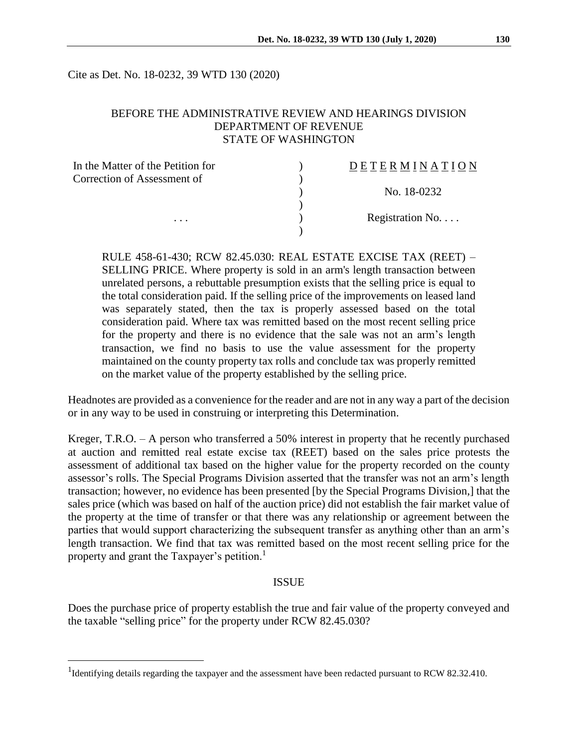Cite as Det. No. 18-0232, 39 WTD 130 (2020)

BEFORE THE ADMINISTRATIVE REVIEW AND HEARINGS DIVISION
DEPARTMENT OF REVENUE
STATE OF WASHINGTON

| In the Matter of the Petition for Correction of Assessment of | ) | DETERMINATION |
|---|---|---|
| | ) | No. 18-0232 |
| . . . | ) | Registration No. . . . |

RULE 458-61-430; RCW 82.45.030: REAL ESTATE EXCISE TAX (REET) – SELLING PRICE. Where property is sold in an arm's length transaction between unrelated persons, a rebuttable presumption exists that the selling price is equal to the total consideration paid. If the selling price of the improvements on leased land was separately stated, then the tax is properly assessed based on the total consideration paid. Where tax was remitted based on the most recent selling price for the property and there is no evidence that the sale was not an arm's length transaction, we find no basis to use the value assessment for the property maintained on the county property tax rolls and conclude tax was properly remitted on the market value of the property established by the selling price.

Headnotes are provided as a convenience for the reader and are not in any way a part of the decision or in any way to be used in construing or interpreting this Determination.

Kreger, T.R.O. – A person who transferred a 50% interest in property that he recently purchased at auction and remitted real estate excise tax (REET) based on the sales price protests the assessment of additional tax based on the higher value for the property recorded on the county assessor's rolls. The Special Programs Division asserted that the transfer was not an arm's length transaction; however, no evidence has been presented [by the Special Programs Division,] that the sales price (which was based on half of the auction price) did not establish the fair market value of the property at the time of transfer or that there was any relationship or agreement between the parties that would support characterizing the subsequent transfer as anything other than an arm's length transaction. We find that tax was remitted based on the most recent selling price for the property and grant the Taxpayer's petition.[1]

## ISSUE

Does the purchase price of property establish the true and fair value of the property conveyed and the taxable "selling price" for the property under RCW 82.45.030?

[1] Identifying details regarding the taxpayer and the assessment have been redacted pursuant to RCW 82.32.410.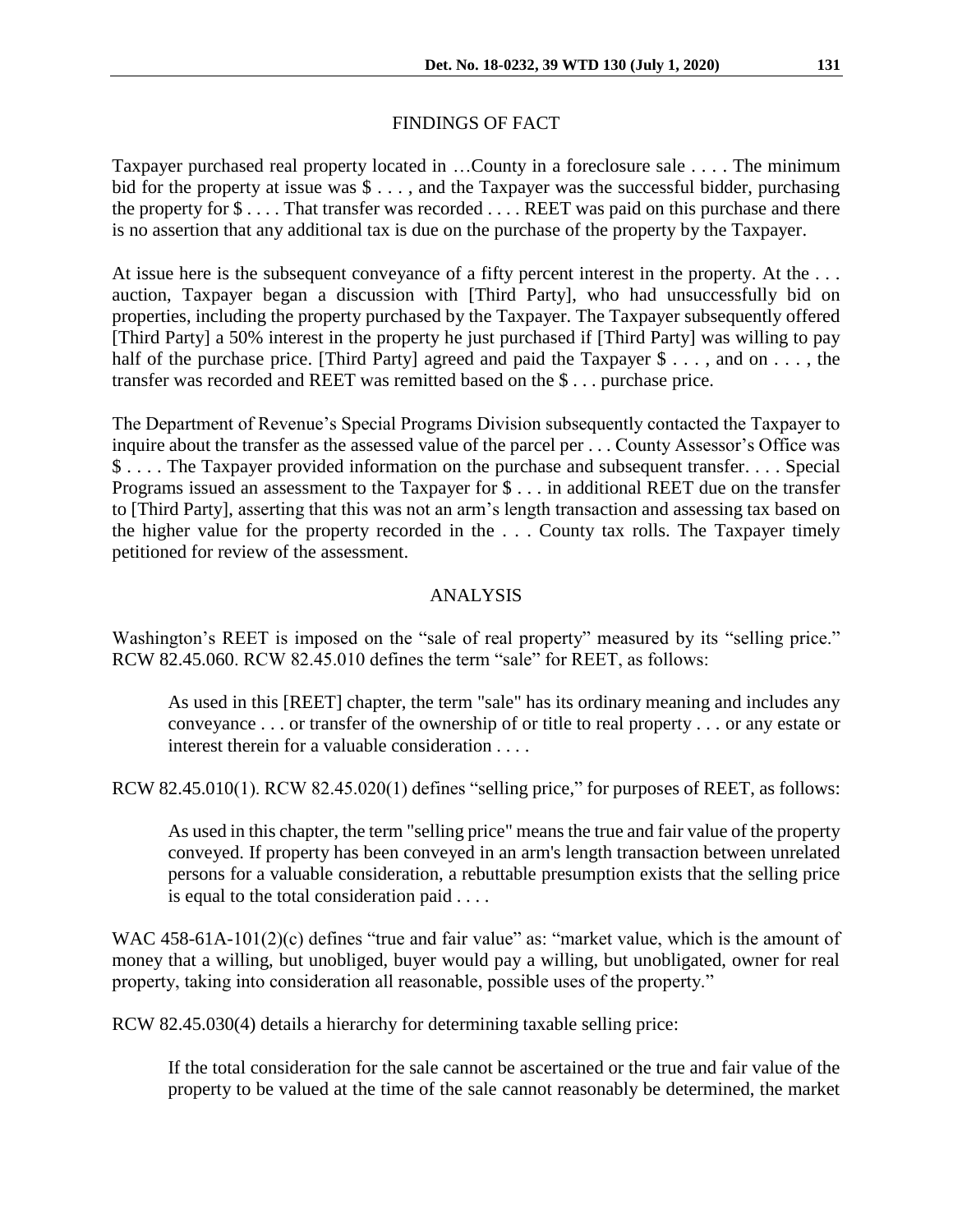## FINDINGS OF FACT

Taxpayer purchased real property located in …County in a foreclosure sale . . . . The minimum bid for the property at issue was $ . . . , and the Taxpayer was the successful bidder, purchasing the property for $ . . . . That transfer was recorded . . . . REET was paid on this purchase and there is no assertion that any additional tax is due on the purchase of the property by the Taxpayer.

At issue here is the subsequent conveyance of a fifty percent interest in the property. At the . . . auction, Taxpayer began a discussion with [Third Party], who had unsuccessfully bid on properties, including the property purchased by the Taxpayer. The Taxpayer subsequently offered [Third Party] a 50% interest in the property he just purchased if [Third Party] was willing to pay half of the purchase price. [Third Party] agreed and paid the Taxpayer $ . . . , and on . . . , the transfer was recorded and REET was remitted based on the $ . . . purchase price.

The Department of Revenue's Special Programs Division subsequently contacted the Taxpayer to inquire about the transfer as the assessed value of the parcel per . . . County Assessor's Office was $ . . . . The Taxpayer provided information on the purchase and subsequent transfer. . . . Special Programs issued an assessment to the Taxpayer for $ . . . in additional REET due on the transfer to [Third Party], asserting that this was not an arm's length transaction and assessing tax based on the higher value for the property recorded in the . . . County tax rolls. The Taxpayer timely petitioned for review of the assessment.

## ANALYSIS

Washington's REET is imposed on the "sale of real property" measured by its "selling price." RCW 82.45.060. RCW 82.45.010 defines the term "sale" for REET, as follows:

> As used in this [REET] chapter, the term "sale" has its ordinary meaning and includes any conveyance . . . or transfer of the ownership of or title to real property . . . or any estate or interest therein for a valuable consideration . . . .

RCW 82.45.010(1). RCW 82.45.020(1) defines "selling price," for purposes of REET, as follows:

> As used in this chapter, the term "selling price" means the true and fair value of the property conveyed. If property has been conveyed in an arm's length transaction between unrelated persons for a valuable consideration, a rebuttable presumption exists that the selling price is equal to the total consideration paid . . . .

WAC 458-61A-101(2)(c) defines "true and fair value" as: "market value, which is the amount of money that a willing, but unobliged, buyer would pay a willing, but unobligated, owner for real property, taking into consideration all reasonable, possible uses of the property."

RCW 82.45.030(4) details a hierarchy for determining taxable selling price:

> If the total consideration for the sale cannot be ascertained or the true and fair value of the property to be valued at the time of the sale cannot reasonably be determined, the market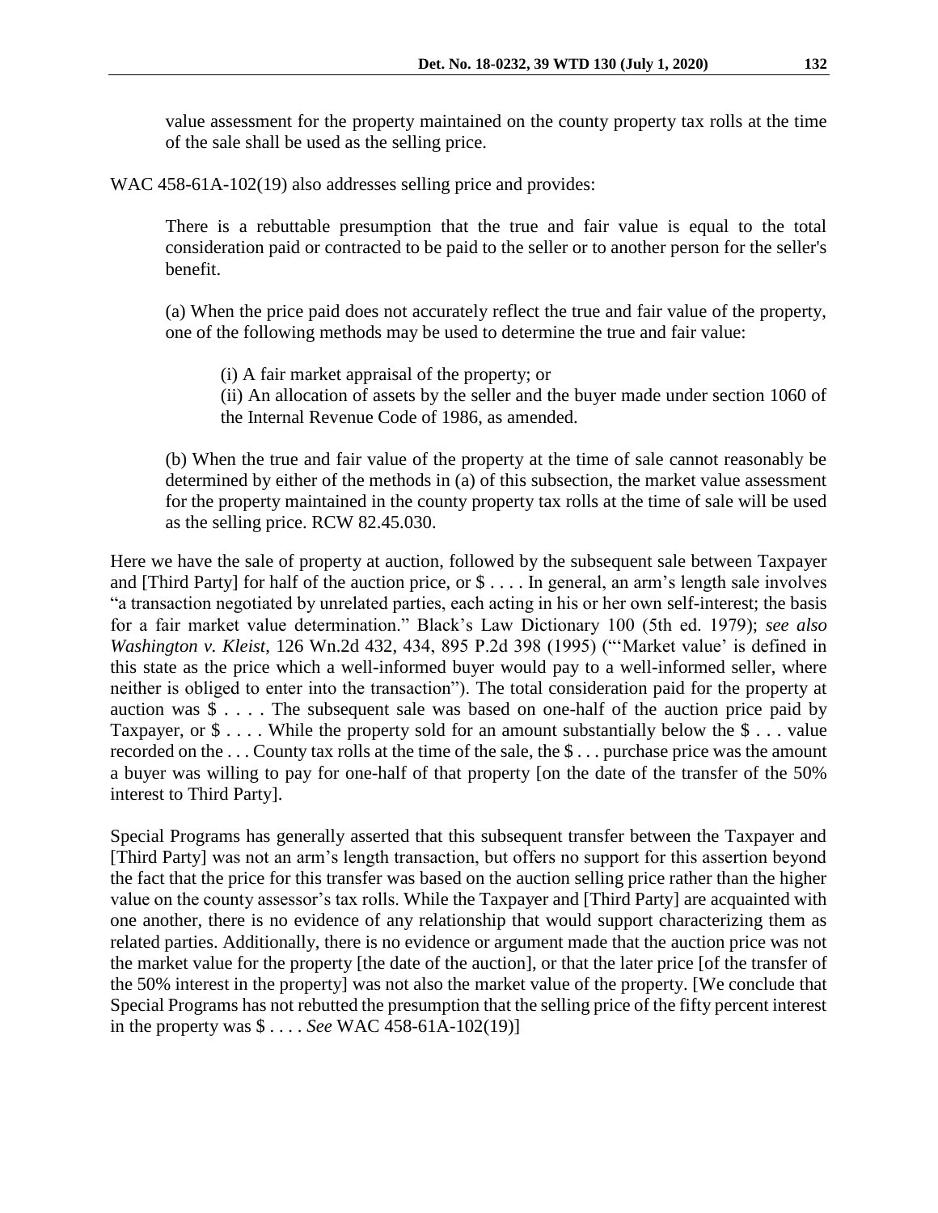> value assessment for the property maintained on the county property tax rolls at the time of the sale shall be used as the selling price.

WAC 458-61A-102(19) also addresses selling price and provides:

> There is a rebuttable presumption that the true and fair value is equal to the total consideration paid or contracted to be paid to the seller or to another person for the seller's benefit.
>
> (a) When the price paid does not accurately reflect the true and fair value of the property, one of the following methods may be used to determine the true and fair value:
>
> > (i) A fair market appraisal of the property; or
> > (ii) An allocation of assets by the seller and the buyer made under section 1060 of the Internal Revenue Code of 1986, as amended.
>
> (b) When the true and fair value of the property at the time of sale cannot reasonably be determined by either of the methods in (a) of this subsection, the market value assessment for the property maintained in the county property tax rolls at the time of sale will be used as the selling price. RCW 82.45.030.

Here we have the sale of property at auction, followed by the subsequent sale between Taxpayer and [Third Party] for half of the auction price, or $ . . . . In general, an arm's length sale involves "a transaction negotiated by unrelated parties, each acting in his or her own self-interest; the basis for a fair market value determination." Black's Law Dictionary 100 (5th ed. 1979); *see also Washington v. Kleist*, 126 Wn.2d 432, 434, 895 P.2d 398 (1995) ("'Market value' is defined in this state as the price which a well-informed buyer would pay to a well-informed seller, where neither is obliged to enter into the transaction"). The total consideration paid for the property at auction was $ . . . . The subsequent sale was based on one-half of the auction price paid by Taxpayer, or $ . . . . While the property sold for an amount substantially below the $ . . . value recorded on the . . . County tax rolls at the time of the sale, the $ . . . purchase price was the amount a buyer was willing to pay for one-half of that property [on the date of the transfer of the 50% interest to Third Party].

Special Programs has generally asserted that this subsequent transfer between the Taxpayer and [Third Party] was not an arm's length transaction, but offers no support for this assertion beyond the fact that the price for this transfer was based on the auction selling price rather than the higher value on the county assessor's tax rolls. While the Taxpayer and [Third Party] are acquainted with one another, there is no evidence of any relationship that would support characterizing them as related parties. Additionally, there is no evidence or argument made that the auction price was not the market value for the property [the date of the auction], or that the later price [of the transfer of the 50% interest in the property] was not also the market value of the property. [We conclude that Special Programs has not rebutted the presumption that the selling price of the fifty percent interest in the property was $ . . . . *See* WAC 458-61A-102(19)]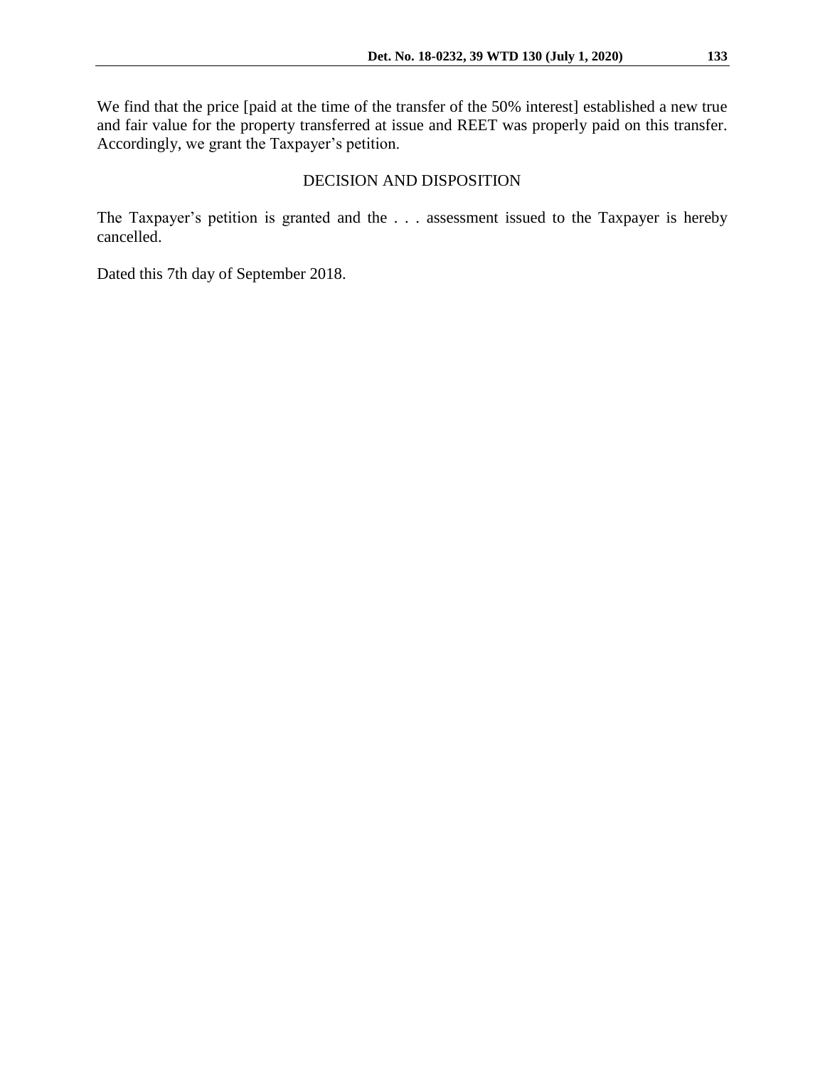We find that the price [paid at the time of the transfer of the 50% interest] established a new true and fair value for the property transferred at issue and REET was properly paid on this transfer. Accordingly, we grant the Taxpayer's petition.

## DECISION AND DISPOSITION

The Taxpayer's petition is granted and the . . . assessment issued to the Taxpayer is hereby cancelled.

Dated this 7th day of September 2018.